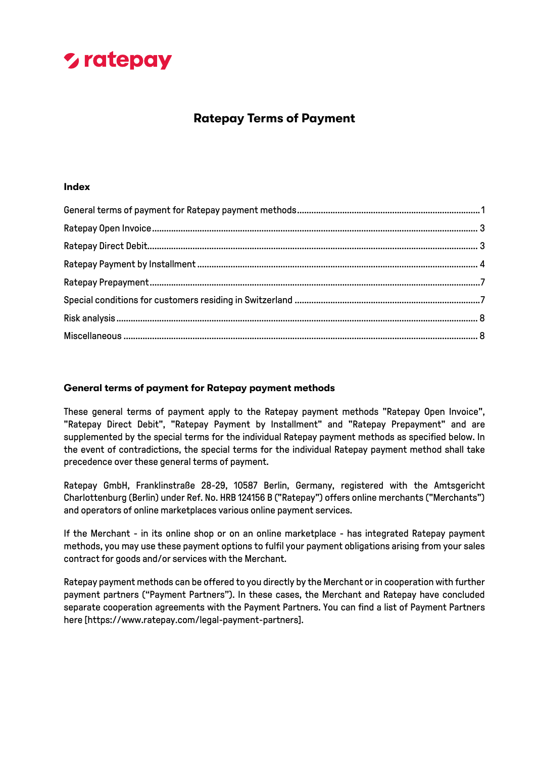ratepay

# Ratepay Terms of Payment

## Index

| | |
|---|---|
| General terms of payment for Ratepay payment methods | 1 |
| Ratepay Open Invoice | 3 |
| Ratepay Direct Debit | 3 |
| Ratepay Payment by Installment | 4 |
| Ratepay Prepayment | 7 |
| Special conditions for customers residing in Switzerland | 7 |
| Risk analysis | 8 |
| Miscellaneous | 8 |

## General terms of payment for Ratepay payment methods

These general terms of payment apply to the Ratepay payment methods "Ratepay Open Invoice", "Ratepay Direct Debit", "Ratepay Payment by Installment" and "Ratepay Prepayment" and are supplemented by the special terms for the individual Ratepay payment methods as specified below. In the event of contradictions, the special terms for the individual Ratepay payment method shall take precedence over these general terms of payment.

Ratepay GmbH, Franklinstraße 28-29, 10587 Berlin, Germany, registered with the Amtsgericht Charlottenburg (Berlin) under Ref. No. HRB 124156 B ("Ratepay") offers online merchants ("Merchants") and operators of online marketplaces various online payment services.

If the Merchant - in its online shop or on an online marketplace - has integrated Ratepay payment methods, you may use these payment options to fulfil your payment obligations arising from your sales contract for goods and/or services with the Merchant.

Ratepay payment methods can be offered to you directly by the Merchant or in cooperation with further payment partners ("Payment Partners"). In these cases, the Merchant and Ratepay have concluded separate cooperation agreements with the Payment Partners. You can find a list of Payment Partners here [https://www.ratepay.com/legal-payment-partners].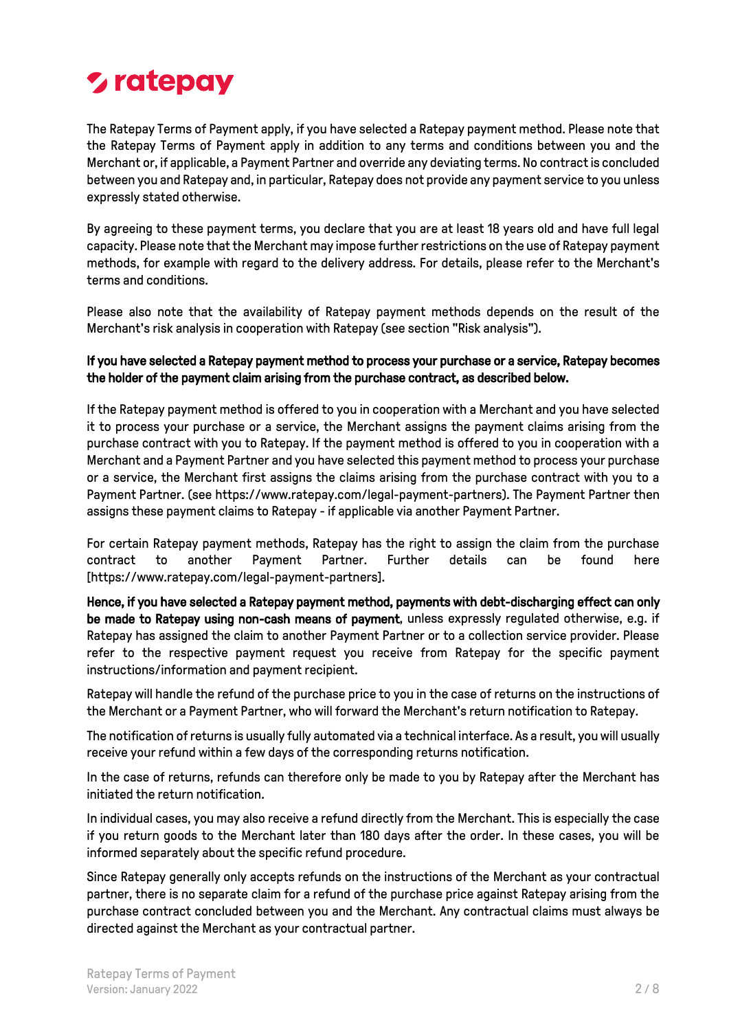The Ratepay Terms of Payment apply, if you have selected a Ratepay payment method. Please note that the Ratepay Terms of Payment apply in addition to any terms and conditions between you and the Merchant or, if applicable, a Payment Partner and override any deviating terms. No contract is concluded between you and Ratepay and, in particular, Ratepay does not provide any payment service to you unless expressly stated otherwise.

By agreeing to these payment terms, you declare that you are at least 18 years old and have full legal capacity. Please note that the Merchant may impose further restrictions on the use of Ratepay payment methods, for example with regard to the delivery address. For details, please refer to the Merchant's terms and conditions.

Please also note that the availability of Ratepay payment methods depends on the result of the Merchant's risk analysis in cooperation with Ratepay (see section "Risk analysis").

**If you have selected a Ratepay payment method to process your purchase or a service, Ratepay becomes the holder of the payment claim arising from the purchase contract, as described below.**

If the Ratepay payment method is offered to you in cooperation with a Merchant and you have selected it to process your purchase or a service, the Merchant assigns the payment claims arising from the purchase contract with you to Ratepay. If the payment method is offered to you in cooperation with a Merchant and a Payment Partner and you have selected this payment method to process your purchase or a service, the Merchant first assigns the claims arising from the purchase contract with you to a Payment Partner. (see https://www.ratepay.com/legal-payment-partners). The Payment Partner then assigns these payment claims to Ratepay - if applicable via another Payment Partner.

For certain Ratepay payment methods, Ratepay has the right to assign the claim from the purchase contract to another Payment Partner. Further details can be found here [https://www.ratepay.com/legal-payment-partners].

**Hence, if you have selected a Ratepay payment method, payments with debt-discharging effect can only be made to Ratepay using non-cash means of payment**, unless expressly regulated otherwise, e.g. if Ratepay has assigned the claim to another Payment Partner or to a collection service provider. Please refer to the respective payment request you receive from Ratepay for the specific payment instructions/information and payment recipient.

Ratepay will handle the refund of the purchase price to you in the case of returns on the instructions of the Merchant or a Payment Partner, who will forward the Merchant's return notification to Ratepay.

The notification of returns is usually fully automated via a technical interface. As a result, you will usually receive your refund within a few days of the corresponding returns notification.

In the case of returns, refunds can therefore only be made to you by Ratepay after the Merchant has initiated the return notification.

In individual cases, you may also receive a refund directly from the Merchant. This is especially the case if you return goods to the Merchant later than 180 days after the order. In these cases, you will be informed separately about the specific refund procedure.

Since Ratepay generally only accepts refunds on the instructions of the Merchant as your contractual partner, there is no separate claim for a refund of the purchase price against Ratepay arising from the purchase contract concluded between you and the Merchant. Any contractual claims must always be directed against the Merchant as your contractual partner.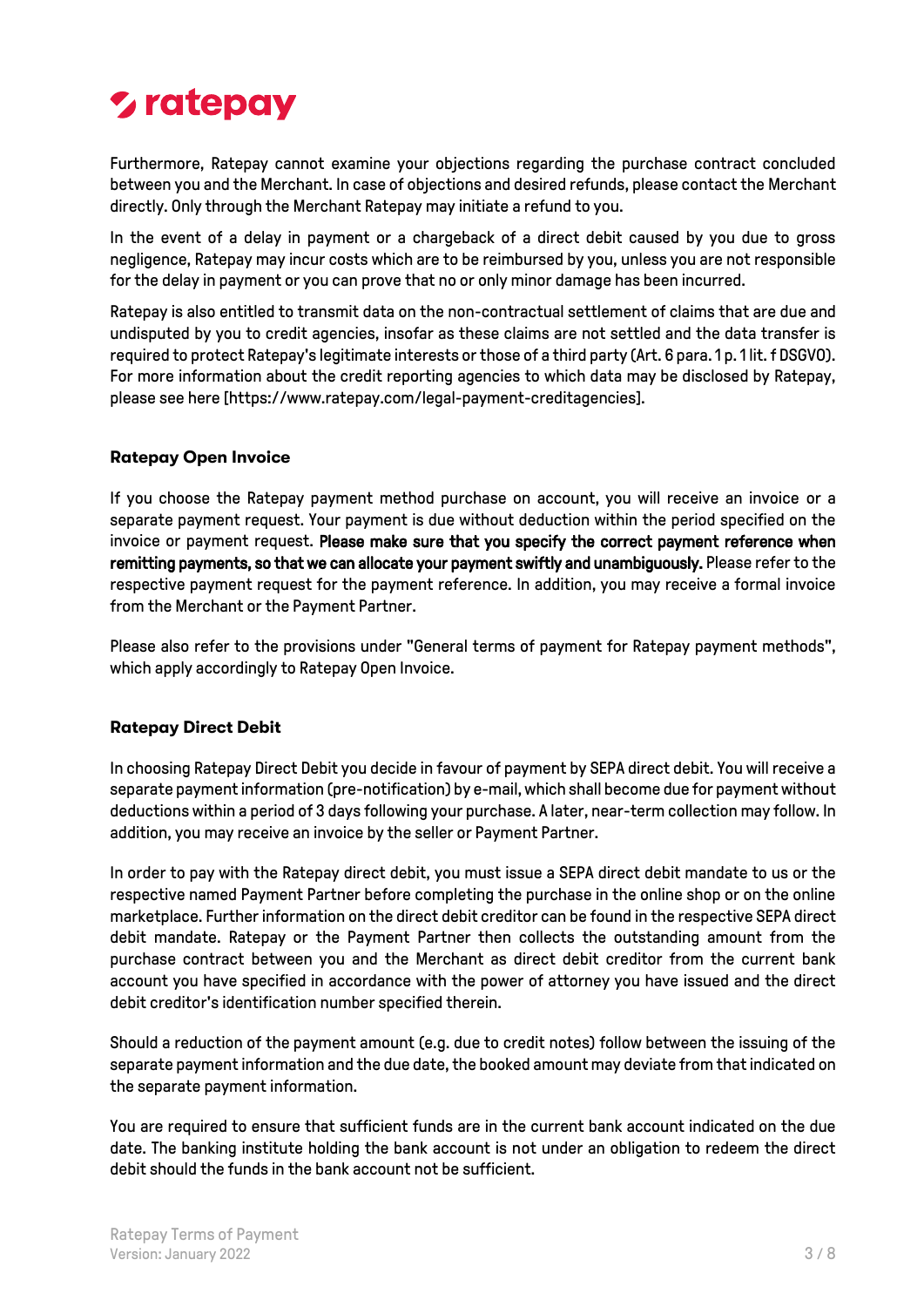Furthermore, Ratepay cannot examine your objections regarding the purchase contract concluded between you and the Merchant. In case of objections and desired refunds, please contact the Merchant directly. Only through the Merchant Ratepay may initiate a refund to you.

In the event of a delay in payment or a chargeback of a direct debit caused by you due to gross negligence, Ratepay may incur costs which are to be reimbursed by you, unless you are not responsible for the delay in payment or you can prove that no or only minor damage has been incurred.

Ratepay is also entitled to transmit data on the non-contractual settlement of claims that are due and undisputed by you to credit agencies, insofar as these claims are not settled and the data transfer is required to protect Ratepay's legitimate interests or those of a third party (Art. 6 para. 1 p. 1 lit. f DSGVO). For more information about the credit reporting agencies to which data may be disclosed by Ratepay, please see here [https://www.ratepay.com/legal-payment-creditagencies].

### Ratepay Open Invoice

If you choose the Ratepay payment method purchase on account, you will receive an invoice or a separate payment request. Your payment is due without deduction within the period specified on the invoice or payment request. **Please make sure that you specify the correct payment reference when remitting payments, so that we can allocate your payment swiftly and unambiguously.** Please refer to the respective payment request for the payment reference. In addition, you may receive a formal invoice from the Merchant or the Payment Partner.

Please also refer to the provisions under "General terms of payment for Ratepay payment methods", which apply accordingly to Ratepay Open Invoice.

### Ratepay Direct Debit

In choosing Ratepay Direct Debit you decide in favour of payment by SEPA direct debit. You will receive a separate payment information (pre-notification) by e-mail, which shall become due for payment without deductions within a period of 3 days following your purchase. A later, near-term collection may follow. In addition, you may receive an invoice by the seller or Payment Partner.

In order to pay with the Ratepay direct debit, you must issue a SEPA direct debit mandate to us or the respective named Payment Partner before completing the purchase in the online shop or on the online marketplace. Further information on the direct debit creditor can be found in the respective SEPA direct debit mandate. Ratepay or the Payment Partner then collects the outstanding amount from the purchase contract between you and the Merchant as direct debit creditor from the current bank account you have specified in accordance with the power of attorney you have issued and the direct debit creditor's identification number specified therein.

Should a reduction of the payment amount (e.g. due to credit notes) follow between the issuing of the separate payment information and the due date, the booked amount may deviate from that indicated on the separate payment information.

You are required to ensure that sufficient funds are in the current bank account indicated on the due date. The banking institute holding the bank account is not under an obligation to redeem the direct debit should the funds in the bank account not be sufficient.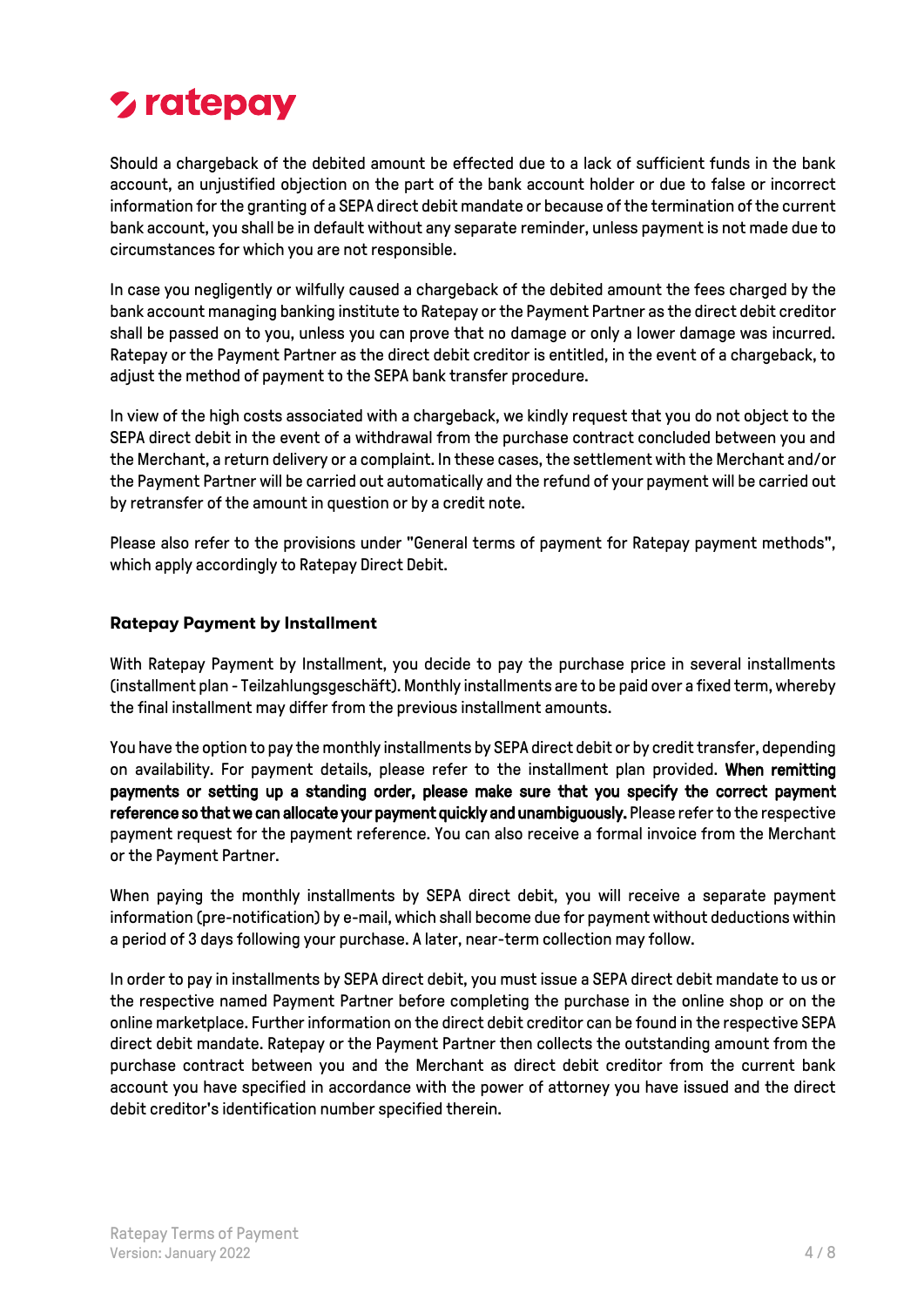Should a chargeback of the debited amount be effected due to a lack of sufficient funds in the bank account, an unjustified objection on the part of the bank account holder or due to false or incorrect information for the granting of a SEPA direct debit mandate or because of the termination of the current bank account, you shall be in default without any separate reminder, unless payment is not made due to circumstances for which you are not responsible.

In case you negligently or wilfully caused a chargeback of the debited amount the fees charged by the bank account managing banking institute to Ratepay or the Payment Partner as the direct debit creditor shall be passed on to you, unless you can prove that no damage or only a lower damage was incurred. Ratepay or the Payment Partner as the direct debit creditor is entitled, in the event of a chargeback, to adjust the method of payment to the SEPA bank transfer procedure.

In view of the high costs associated with a chargeback, we kindly request that you do not object to the SEPA direct debit in the event of a withdrawal from the purchase contract concluded between you and the Merchant, a return delivery or a complaint. In these cases, the settlement with the Merchant and/or the Payment Partner will be carried out automatically and the refund of your payment will be carried out by retransfer of the amount in question or by a credit note.

Please also refer to the provisions under "General terms of payment for Ratepay payment methods", which apply accordingly to Ratepay Direct Debit.

### Ratepay Payment by Installment

With Ratepay Payment by Installment, you decide to pay the purchase price in several installments (installment plan - Teilzahlungsgeschäft). Monthly installments are to be paid over a fixed term, whereby the final installment may differ from the previous installment amounts.

You have the option to pay the monthly installments by SEPA direct debit or by credit transfer, depending on availability. For payment details, please refer to the installment plan provided. **When remitting payments or setting up a standing order, please make sure that you specify the correct payment reference so that we can allocate your payment quickly and unambiguously.** Please refer to the respective payment request for the payment reference. You can also receive a formal invoice from the Merchant or the Payment Partner.

When paying the monthly installments by SEPA direct debit, you will receive a separate payment information (pre-notification) by e-mail, which shall become due for payment without deductions within a period of 3 days following your purchase. A later, near-term collection may follow.

In order to pay in installments by SEPA direct debit, you must issue a SEPA direct debit mandate to us or the respective named Payment Partner before completing the purchase in the online shop or on the online marketplace. Further information on the direct debit creditor can be found in the respective SEPA direct debit mandate. Ratepay or the Payment Partner then collects the outstanding amount from the purchase contract between you and the Merchant as direct debit creditor from the current bank account you have specified in accordance with the power of attorney you have issued and the direct debit creditor's identification number specified therein.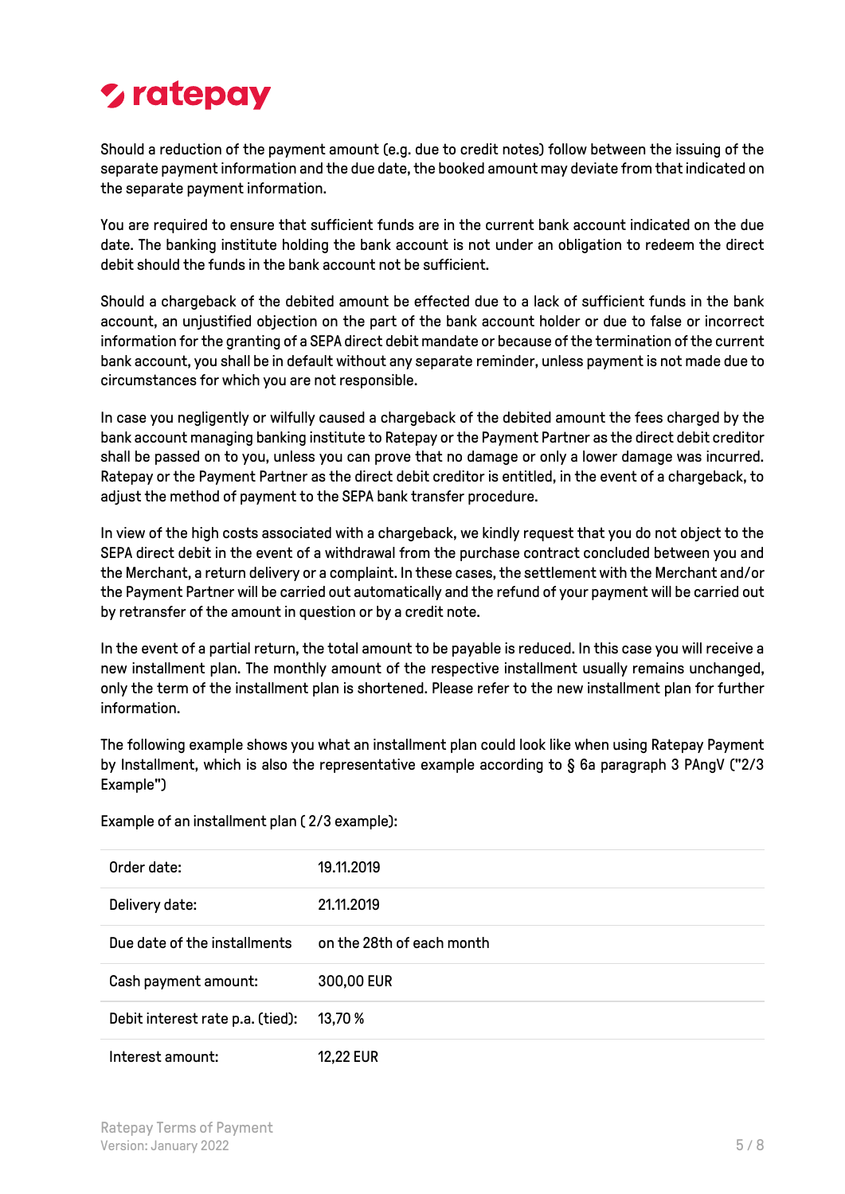Should a reduction of the payment amount (e.g. due to credit notes) follow between the issuing of the separate payment information and the due date, the booked amount may deviate from that indicated on the separate payment information.

You are required to ensure that sufficient funds are in the current bank account indicated on the due date. The banking institute holding the bank account is not under an obligation to redeem the direct debit should the funds in the bank account not be sufficient.

Should a chargeback of the debited amount be effected due to a lack of sufficient funds in the bank account, an unjustified objection on the part of the bank account holder or due to false or incorrect information for the granting of a SEPA direct debit mandate or because of the termination of the current bank account, you shall be in default without any separate reminder, unless payment is not made due to circumstances for which you are not responsible.

In case you negligently or wilfully caused a chargeback of the debited amount the fees charged by the bank account managing banking institute to Ratepay or the Payment Partner as the direct debit creditor shall be passed on to you, unless you can prove that no damage or only a lower damage was incurred. Ratepay or the Payment Partner as the direct debit creditor is entitled, in the event of a chargeback, to adjust the method of payment to the SEPA bank transfer procedure.

In view of the high costs associated with a chargeback, we kindly request that you do not object to the SEPA direct debit in the event of a withdrawal from the purchase contract concluded between you and the Merchant, a return delivery or a complaint. In these cases, the settlement with the Merchant and/or the Payment Partner will be carried out automatically and the refund of your payment will be carried out by retransfer of the amount in question or by a credit note.

In the event of a partial return, the total amount to be payable is reduced. In this case you will receive a new installment plan. The monthly amount of the respective installment usually remains unchanged, only the term of the installment plan is shortened. Please refer to the new installment plan for further information.

The following example shows you what an installment plan could look like when using Ratepay Payment by Installment, which is also the representative example according to § 6a paragraph 3 PAngV ("2/3 Example")

Example of an installment plan ( 2/3 example):

| | |
|---|---|
| Order date: | 19.11.2019 |
| Delivery date: | 21.11.2019 |
| Due date of the installments | on the 28th of each month |
| Cash payment amount: | 300,00 EUR |
| Debit interest rate p.a. (tied): | 13,70 % |
| Interest amount: | 12,22 EUR |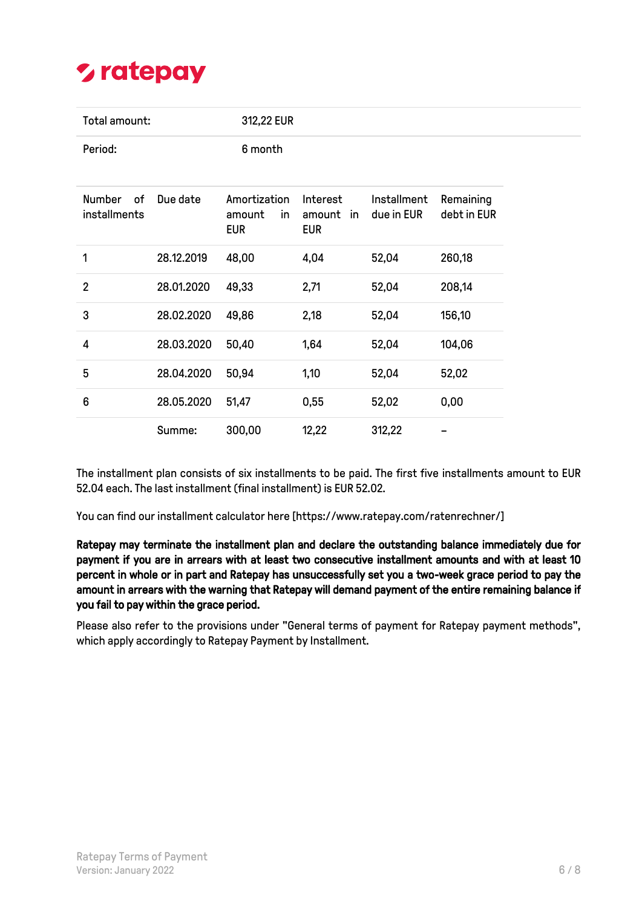ratepay

| Total amount: | 312,22 EUR |
|---|---|
| Period: | 6 month |

| Number of installments | Due date | Amortization amount in EUR | Interest amount in EUR | Installment due in EUR | Remaining debt in EUR |
|---|---|---|---|---|---|
| 1 | 28.12.2019 | 48,00 | 4,04 | 52,04 | 260,18 |
| 2 | 28.01.2020 | 49,33 | 2,71 | 52,04 | 208,14 |
| 3 | 28.02.2020 | 49,86 | 2,18 | 52,04 | 156,10 |
| 4 | 28.03.2020 | 50,40 | 1,64 | 52,04 | 104,06 |
| 5 | 28.04.2020 | 50,94 | 1,10 | 52,04 | 52,02 |
| 6 | 28.05.2020 | 51,47 | 0,55 | 52,02 | 0,00 |
| | Summe: | 300,00 | 12,22 | 312,22 | – |

The installment plan consists of six installments to be paid. The first five installments amount to EUR 52.04 each. The last installment (final installment) is EUR 52.02.

You can find our installment calculator here [https://www.ratepay.com/ratenrechner/]

**Ratepay may terminate the installment plan and declare the outstanding balance immediately due for payment if you are in arrears with at least two consecutive installment amounts and with at least 10 percent in whole or in part and Ratepay has unsuccessfully set you a two-week grace period to pay the amount in arrears with the warning that Ratepay will demand payment of the entire remaining balance if you fail to pay within the grace period.**

Please also refer to the provisions under "General terms of payment for Ratepay payment methods", which apply accordingly to Ratepay Payment by Installment.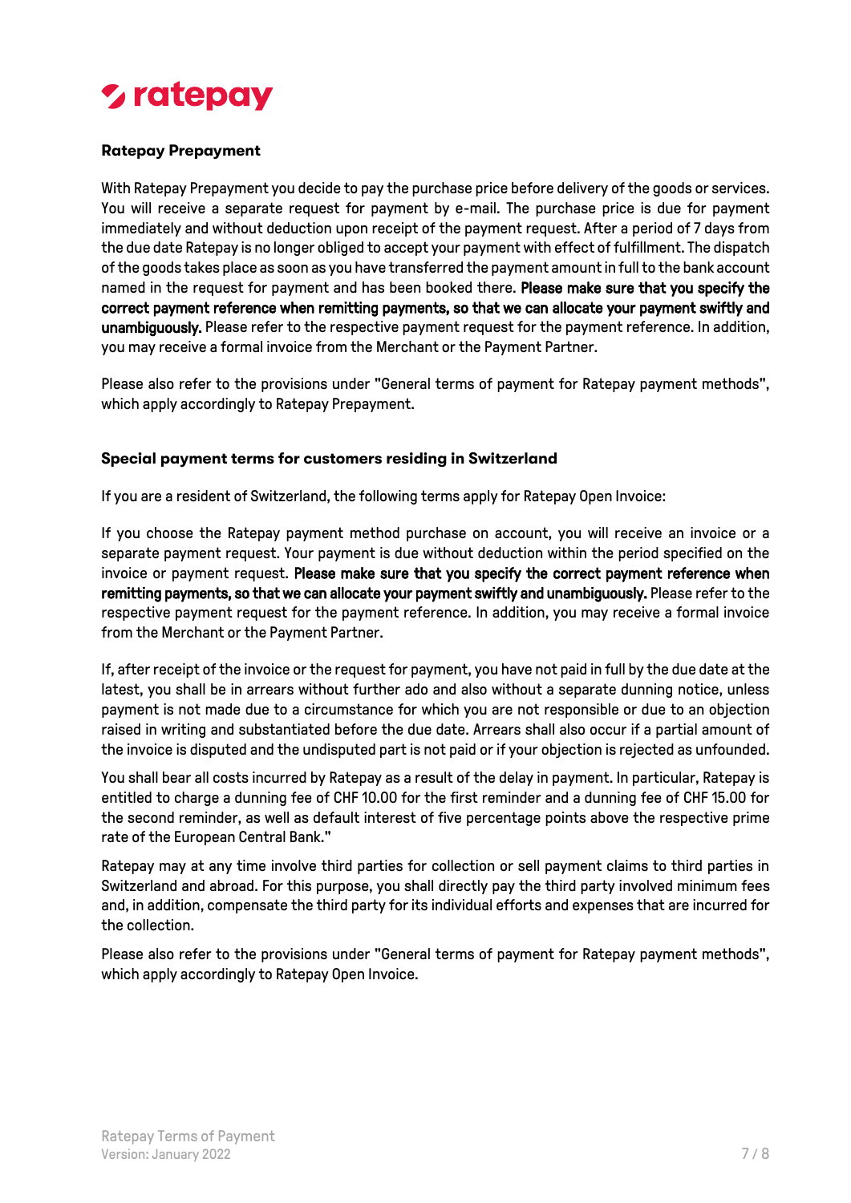**Ratepay Prepayment**

With Ratepay Prepayment you decide to pay the purchase price before delivery of the goods or services. You will receive a separate request for payment by e-mail. The purchase price is due for payment immediately and without deduction upon receipt of the payment request. After a period of 7 days from the due date Ratepay is no longer obliged to accept your payment with effect of fulfillment. The dispatch of the goods takes place as soon as you have transferred the payment amount in full to the bank account named in the request for payment and has been booked there. **Please make sure that you specify the correct payment reference when remitting payments, so that we can allocate your payment swiftly and unambiguously.** Please refer to the respective payment request for the payment reference. In addition, you may receive a formal invoice from the Merchant or the Payment Partner.

Please also refer to the provisions under "General terms of payment for Ratepay payment methods", which apply accordingly to Ratepay Prepayment.

**Special payment terms for customers residing in Switzerland**

If you are a resident of Switzerland, the following terms apply for Ratepay Open Invoice:

If you choose the Ratepay payment method purchase on account, you will receive an invoice or a separate payment request. Your payment is due without deduction within the period specified on the invoice or payment request. **Please make sure that you specify the correct payment reference when remitting payments, so that we can allocate your payment swiftly and unambiguously.** Please refer to the respective payment request for the payment reference. In addition, you may receive a formal invoice from the Merchant or the Payment Partner.

If, after receipt of the invoice or the request for payment, you have not paid in full by the due date at the latest, you shall be in arrears without further ado and also without a separate dunning notice, unless payment is not made due to a circumstance for which you are not responsible or due to an objection raised in writing and substantiated before the due date. Arrears shall also occur if a partial amount of the invoice is disputed and the undisputed part is not paid or if your objection is rejected as unfounded.

You shall bear all costs incurred by Ratepay as a result of the delay in payment. In particular, Ratepay is entitled to charge a dunning fee of CHF 10.00 for the first reminder and a dunning fee of CHF 15.00 for the second reminder, as well as default interest of five percentage points above the respective prime rate of the European Central Bank."

Ratepay may at any time involve third parties for collection or sell payment claims to third parties in Switzerland and abroad. For this purpose, you shall directly pay the third party involved minimum fees and, in addition, compensate the third party for its individual efforts and expenses that are incurred for the collection.

Please also refer to the provisions under "General terms of payment for Ratepay payment methods", which apply accordingly to Ratepay Open Invoice.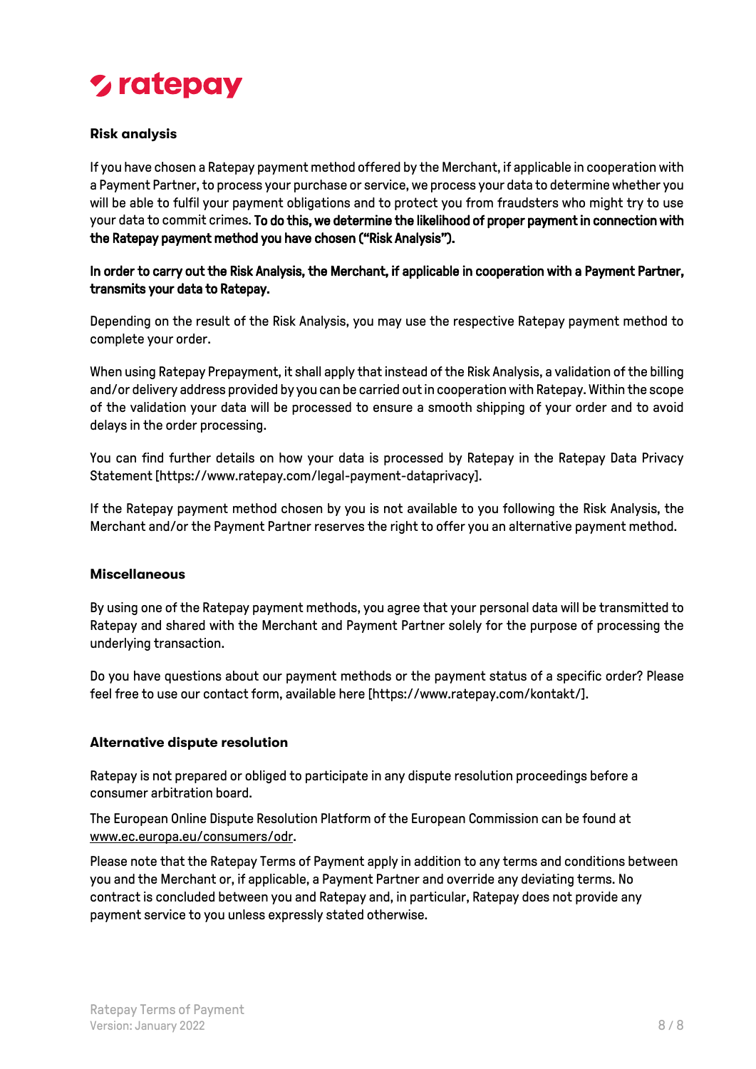### Risk analysis

If you have chosen a Ratepay payment method offered by the Merchant, if applicable in cooperation with a Payment Partner, to process your purchase or service, we process your data to determine whether you will be able to fulfil your payment obligations and to protect you from fraudsters who might try to use your data to commit crimes. **To do this, we determine the likelihood of proper payment in connection with the Ratepay payment method you have chosen ("Risk Analysis").**

**In order to carry out the Risk Analysis, the Merchant, if applicable in cooperation with a Payment Partner, transmits your data to Ratepay.**

Depending on the result of the Risk Analysis, you may use the respective Ratepay payment method to complete your order.

When using Ratepay Prepayment, it shall apply that instead of the Risk Analysis, a validation of the billing and/or delivery address provided by you can be carried out in cooperation with Ratepay. Within the scope of the validation your data will be processed to ensure a smooth shipping of your order and to avoid delays in the order processing.

You can find further details on how your data is processed by Ratepay in the Ratepay Data Privacy Statement [https://www.ratepay.com/legal-payment-dataprivacy].

If the Ratepay payment method chosen by you is not available to you following the Risk Analysis, the Merchant and/or the Payment Partner reserves the right to offer you an alternative payment method.

### Miscellaneous

By using one of the Ratepay payment methods, you agree that your personal data will be transmitted to Ratepay and shared with the Merchant and Payment Partner solely for the purpose of processing the underlying transaction.

Do you have questions about our payment methods or the payment status of a specific order? Please feel free to use our contact form, available here [https://www.ratepay.com/kontakt/].

### Alternative dispute resolution

Ratepay is not prepared or obliged to participate in any dispute resolution proceedings before a consumer arbitration board.

The European Online Dispute Resolution Platform of the European Commission can be found at www.ec.europa.eu/consumers/odr.

Please note that the Ratepay Terms of Payment apply in addition to any terms and conditions between you and the Merchant or, if applicable, a Payment Partner and override any deviating terms. No contract is concluded between you and Ratepay and, in particular, Ratepay does not provide any payment service to you unless expressly stated otherwise.